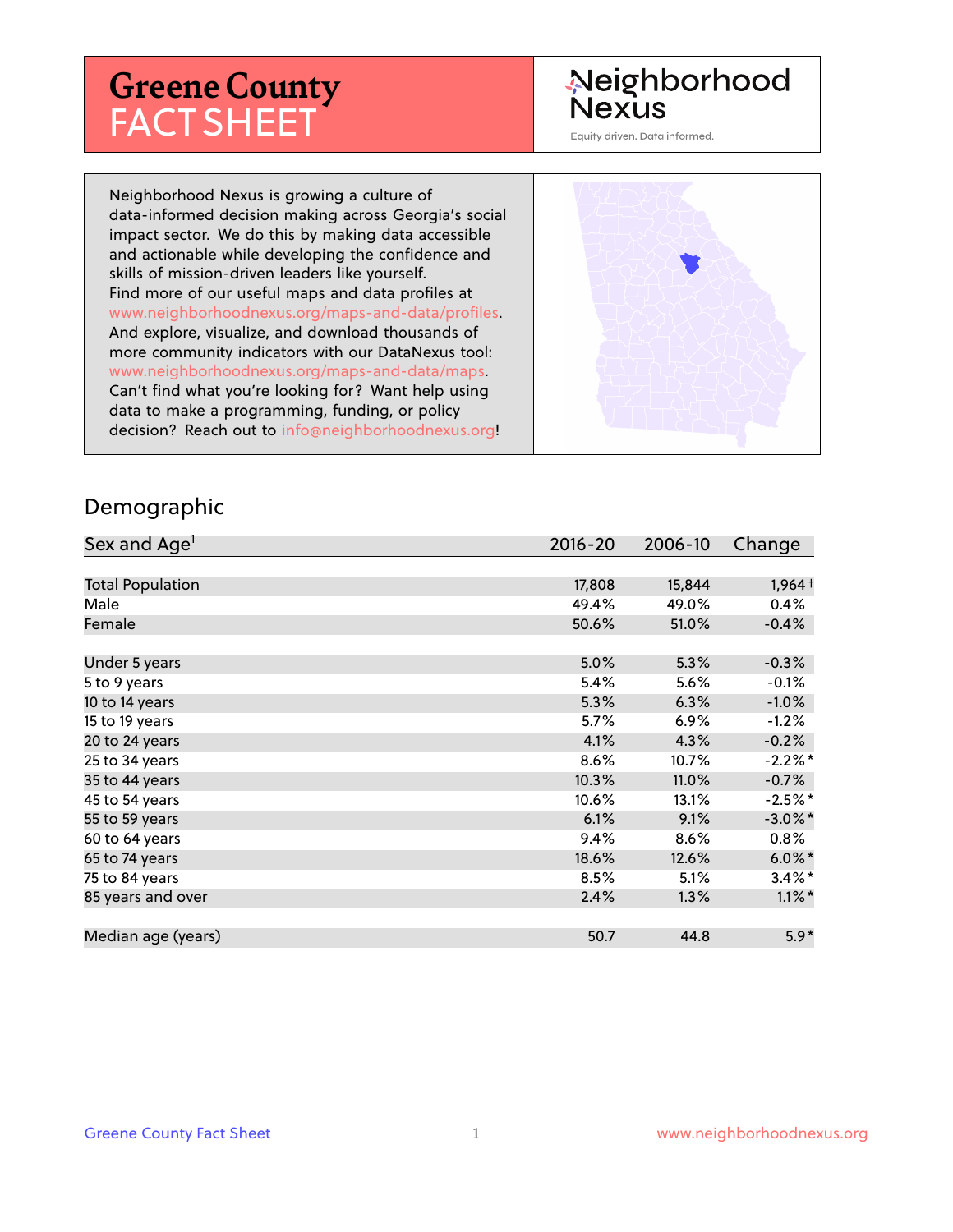# Greene County FACT SHEET

Neighborhood Nexus

Equity driven. Data informed.

Neighborhood Nexus is growing a culture of data-informed decision making across Georgia's social impact sector. We do this by making data accessible and actionable while developing the confidence and skills of mission-driven leaders like yourself. Find more of our useful maps and data profiles at www.neighborhoodnexus.org/maps-and-data/profiles. And explore, visualize, and download thousands of more community indicators with our DataNexus tool: www.neighborhoodnexus.org/maps-and-data/maps. Can't find what you're looking for? Want help using data to make a programming, funding, or policy decision? Reach out to info@neighborhoodnexus.org!

## Demographic

| Sex and Age[1] | 2016-20 | 2006-10 | Change |
|---|---|---|---|
| Total Population | 17,808 | 15,844 | 1,964 † |
| Male | 49.4% | 49.0% | 0.4% |
| Female | 50.6% | 51.0% | -0.4% |
| | | | |
| Under 5 years | 5.0% | 5.3% | -0.3% |
| 5 to 9 years | 5.4% | 5.6% | -0.1% |
| 10 to 14 years | 5.3% | 6.3% | -1.0% |
| 15 to 19 years | 5.7% | 6.9% | -1.2% |
| 20 to 24 years | 4.1% | 4.3% | -0.2% |
| 25 to 34 years | 8.6% | 10.7% | -2.2% * |
| 35 to 44 years | 10.3% | 11.0% | -0.7% |
| 45 to 54 years | 10.6% | 13.1% | -2.5% * |
| 55 to 59 years | 6.1% | 9.1% | -3.0% * |
| 60 to 64 years | 9.4% | 8.6% | 0.8% |
| 65 to 74 years | 18.6% | 12.6% | 6.0% * |
| 75 to 84 years | 8.5% | 5.1% | 3.4% * |
| 85 years and over | 2.4% | 1.3% | 1.1% * |
| | | | |
| Median age (years) | 50.7 | 44.8 | 5.9 * |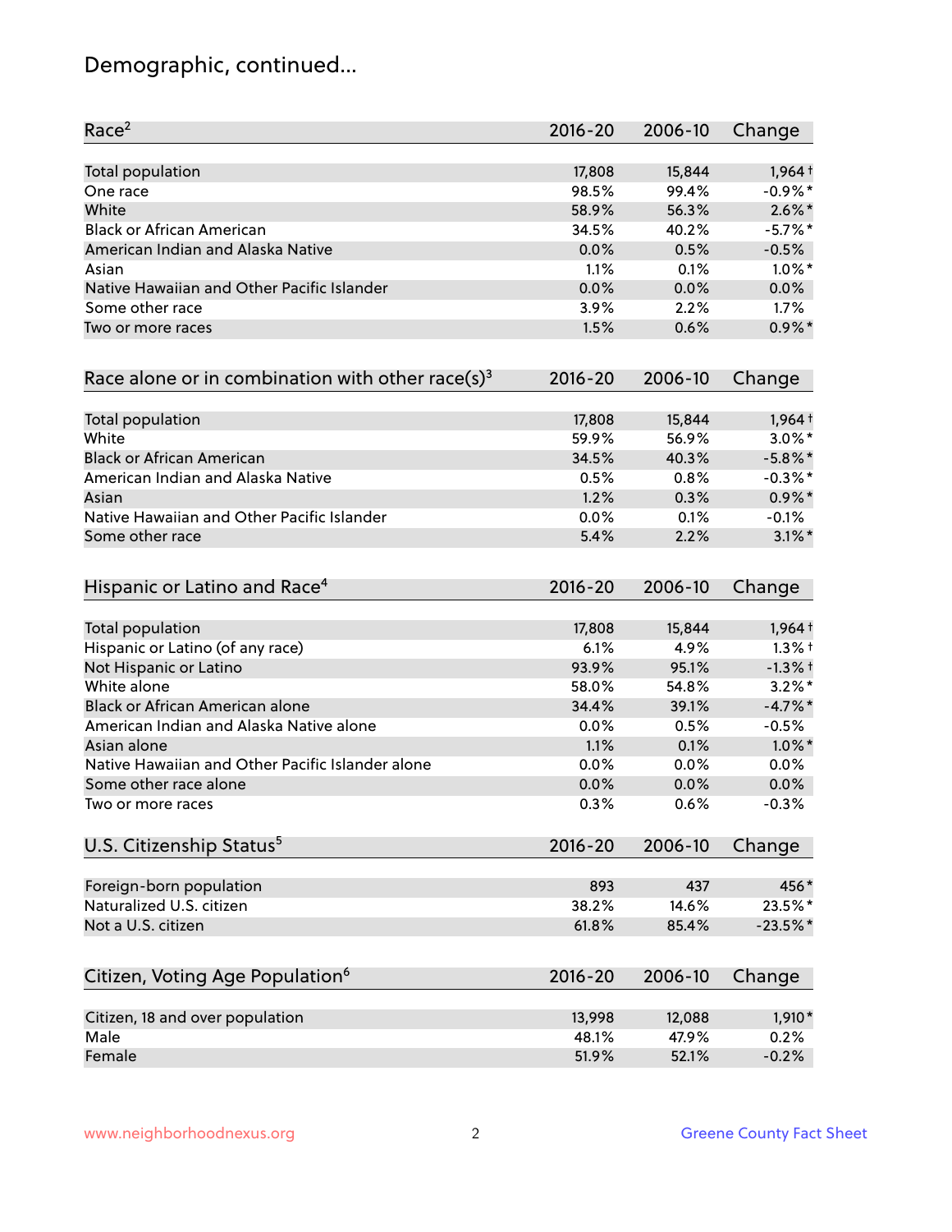## Demographic, continued...

| Race[2] | 2016-20 | 2006-10 | Change |
|---|---|---|---|
| Total population | 17,808 | 15,844 | 1,964 † |
| One race | 98.5% | 99.4% | -0.9% * |
| White | 58.9% | 56.3% | 2.6% * |
| Black or African American | 34.5% | 40.2% | -5.7% * |
| American Indian and Alaska Native | 0.0% | 0.5% | -0.5% |
| Asian | 1.1% | 0.1% | 1.0% * |
| Native Hawaiian and Other Pacific Islander | 0.0% | 0.0% | 0.0% |
| Some other race | 3.9% | 2.2% | 1.7% |
| Two or more races | 1.5% | 0.6% | 0.9% * |

| Race alone or in combination with other race(s)[3] | 2016-20 | 2006-10 | Change |
|---|---|---|---|
| Total population | 17,808 | 15,844 | 1,964 † |
| White | 59.9% | 56.9% | 3.0% * |
| Black or African American | 34.5% | 40.3% | -5.8% * |
| American Indian and Alaska Native | 0.5% | 0.8% | -0.3% * |
| Asian | 1.2% | 0.3% | 0.9% * |
| Native Hawaiian and Other Pacific Islander | 0.0% | 0.1% | -0.1% |
| Some other race | 5.4% | 2.2% | 3.1% * |

| Hispanic or Latino and Race[4] | 2016-20 | 2006-10 | Change |
|---|---|---|---|
| Total population | 17,808 | 15,844 | 1,964 † |
| Hispanic or Latino (of any race) | 6.1% | 4.9% | 1.3% † |
| Not Hispanic or Latino | 93.9% | 95.1% | -1.3% † |
| White alone | 58.0% | 54.8% | 3.2% * |
| Black or African American alone | 34.4% | 39.1% | -4.7% * |
| American Indian and Alaska Native alone | 0.0% | 0.5% | -0.5% |
| Asian alone | 1.1% | 0.1% | 1.0% * |
| Native Hawaiian and Other Pacific Islander alone | 0.0% | 0.0% | 0.0% |
| Some other race alone | 0.0% | 0.0% | 0.0% |
| Two or more races | 0.3% | 0.6% | -0.3% |

| U.S. Citizenship Status[5] | 2016-20 | 2006-10 | Change |
|---|---|---|---|
| Foreign-born population | 893 | 437 | 456 * |
| Naturalized U.S. citizen | 38.2% | 14.6% | 23.5% * |
| Not a U.S. citizen | 61.8% | 85.4% | -23.5% * |

| Citizen, Voting Age Population[6] | 2016-20 | 2006-10 | Change |
|---|---|---|---|
| Citizen, 18 and over population | 13,998 | 12,088 | 1,910 * |
| Male | 48.1% | 47.9% | 0.2% |
| Female | 51.9% | 52.1% | -0.2% |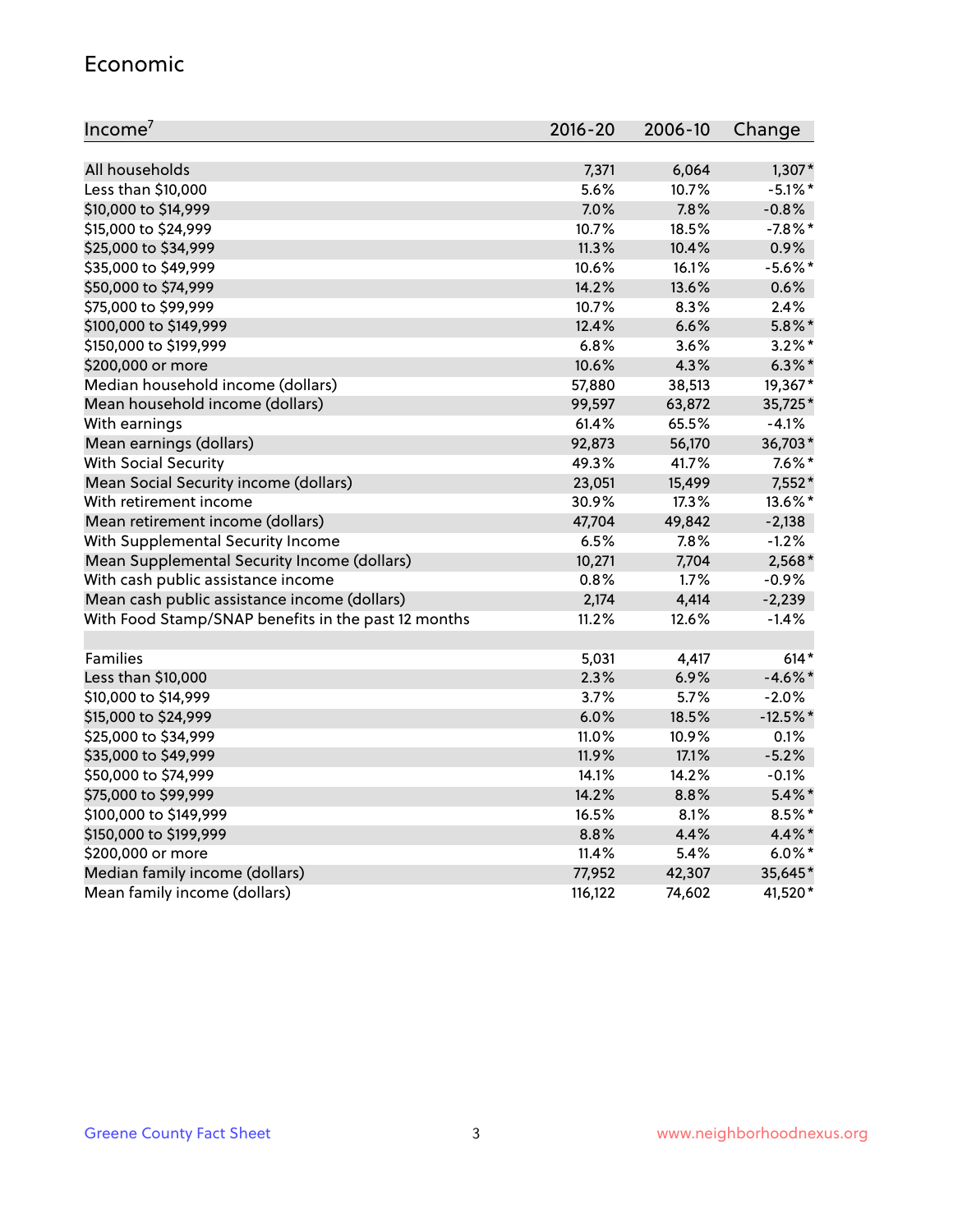## Economic

| Income[7] | 2016-20 | 2006-10 | Change |
|---|---|---|---|
| All households | 7,371 | 6,064 | 1,307* |
| Less than $10,000 | 5.6% | 10.7% | -5.1%* |
| $10,000 to $14,999 | 7.0% | 7.8% | -0.8% |
| $15,000 to $24,999 | 10.7% | 18.5% | -7.8%* |
| $25,000 to $34,999 | 11.3% | 10.4% | 0.9% |
| $35,000 to $49,999 | 10.6% | 16.1% | -5.6%* |
| $50,000 to $74,999 | 14.2% | 13.6% | 0.6% |
| $75,000 to $99,999 | 10.7% | 8.3% | 2.4% |
| $100,000 to $149,999 | 12.4% | 6.6% | 5.8%* |
| $150,000 to $199,999 | 6.8% | 3.6% | 3.2%* |
| $200,000 or more | 10.6% | 4.3% | 6.3%* |
| Median household income (dollars) | 57,880 | 38,513 | 19,367* |
| Mean household income (dollars) | 99,597 | 63,872 | 35,725* |
| With earnings | 61.4% | 65.5% | -4.1% |
| Mean earnings (dollars) | 92,873 | 56,170 | 36,703* |
| With Social Security | 49.3% | 41.7% | 7.6%* |
| Mean Social Security income (dollars) | 23,051 | 15,499 | 7,552* |
| With retirement income | 30.9% | 17.3% | 13.6%* |
| Mean retirement income (dollars) | 47,704 | 49,842 | -2,138 |
| With Supplemental Security Income | 6.5% | 7.8% | -1.2% |
| Mean Supplemental Security Income (dollars) | 10,271 | 7,704 | 2,568* |
| With cash public assistance income | 0.8% | 1.7% | -0.9% |
| Mean cash public assistance income (dollars) | 2,174 | 4,414 | -2,239 |
| With Food Stamp/SNAP benefits in the past 12 months | 11.2% | 12.6% | -1.4% |
| | | | |
| Families | 5,031 | 4,417 | 614* |
| Less than $10,000 | 2.3% | 6.9% | -4.6%* |
| $10,000 to $14,999 | 3.7% | 5.7% | -2.0% |
| $15,000 to $24,999 | 6.0% | 18.5% | -12.5%* |
| $25,000 to $34,999 | 11.0% | 10.9% | 0.1% |
| $35,000 to $49,999 | 11.9% | 17.1% | -5.2% |
| $50,000 to $74,999 | 14.1% | 14.2% | -0.1% |
| $75,000 to $99,999 | 14.2% | 8.8% | 5.4%* |
| $100,000 to $149,999 | 16.5% | 8.1% | 8.5%* |
| $150,000 to $199,999 | 8.8% | 4.4% | 4.4%* |
| $200,000 or more | 11.4% | 5.4% | 6.0%* |
| Median family income (dollars) | 77,952 | 42,307 | 35,645* |
| Mean family income (dollars) | 116,122 | 74,602 | 41,520* |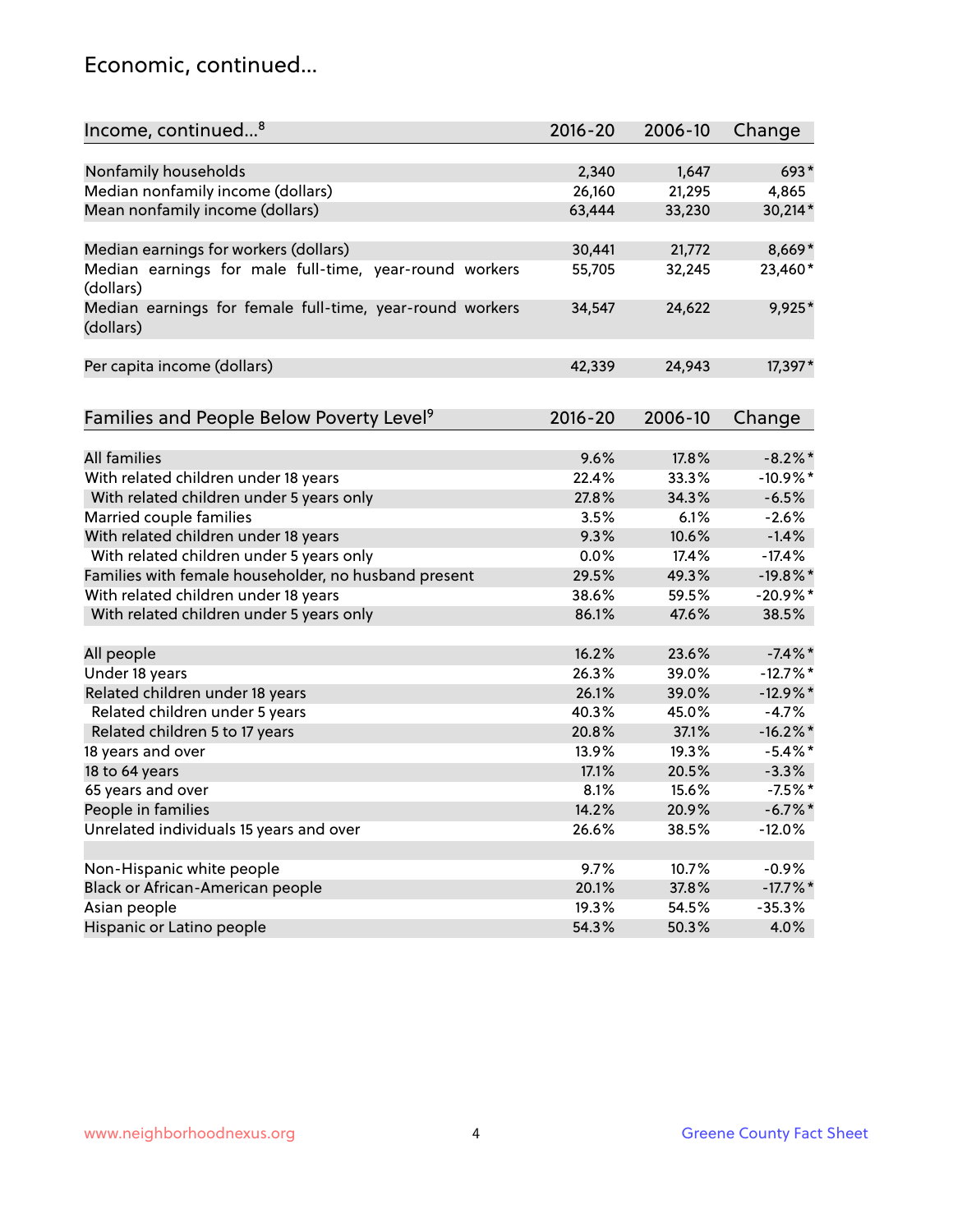## Economic, continued...

| Income, continued...[8] | 2016-20 | 2006-10 | Change |
|---|---|---|---|
| Nonfamily households | 2,340 | 1,647 | 693* |
| Median nonfamily income (dollars) | 26,160 | 21,295 | 4,865 |
| Mean nonfamily income (dollars) | 63,444 | 33,230 | 30,214* |
| Median earnings for workers (dollars) | 30,441 | 21,772 | 8,669* |
| Median earnings for male full-time, year-round workers (dollars) | 55,705 | 32,245 | 23,460* |
| Median earnings for female full-time, year-round workers (dollars) | 34,547 | 24,622 | 9,925* |
| Per capita income (dollars) | 42,339 | 24,943 | 17,397* |

| Families and People Below Poverty Level[9] | 2016-20 | 2006-10 | Change |
|---|---|---|---|
| All families | 9.6% | 17.8% | -8.2%* |
| With related children under 18 years | 22.4% | 33.3% | -10.9%* |
| With related children under 5 years only | 27.8% | 34.3% | -6.5% |
| Married couple families | 3.5% | 6.1% | -2.6% |
| With related children under 18 years | 9.3% | 10.6% | -1.4% |
| With related children under 5 years only | 0.0% | 17.4% | -17.4% |
| Families with female householder, no husband present | 29.5% | 49.3% | -19.8%* |
| With related children under 18 years | 38.6% | 59.5% | -20.9%* |
| With related children under 5 years only | 86.1% | 47.6% | 38.5% |
| All people | 16.2% | 23.6% | -7.4%* |
| Under 18 years | 26.3% | 39.0% | -12.7%* |
| Related children under 18 years | 26.1% | 39.0% | -12.9%* |
| Related children under 5 years | 40.3% | 45.0% | -4.7% |
| Related children 5 to 17 years | 20.8% | 37.1% | -16.2%* |
| 18 years and over | 13.9% | 19.3% | -5.4%* |
| 18 to 64 years | 17.1% | 20.5% | -3.3% |
| 65 years and over | 8.1% | 15.6% | -7.5%* |
| People in families | 14.2% | 20.9% | -6.7%* |
| Unrelated individuals 15 years and over | 26.6% | 38.5% | -12.0% |
| Non-Hispanic white people | 9.7% | 10.7% | -0.9% |
| Black or African-American people | 20.1% | 37.8% | -17.7%* |
| Asian people | 19.3% | 54.5% | -35.3% |
| Hispanic or Latino people | 54.3% | 50.3% | 4.0% |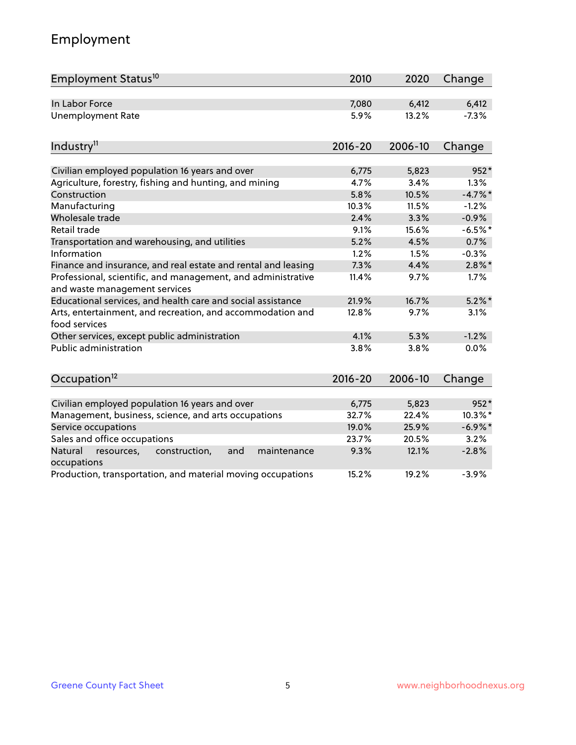## Employment

| Employment Status[10] | 2010 | 2020 | Change |
|---|---|---|---|
| In Labor Force | 7,080 | 6,412 | 6,412 |
| Unemployment Rate | 5.9% | 13.2% | -7.3% |

| Industry[11] | 2016-20 | 2006-10 | Change |
|---|---|---|---|
| Civilian employed population 16 years and over | 6,775 | 5,823 | 952* |
| Agriculture, forestry, fishing and hunting, and mining | 4.7% | 3.4% | 1.3% |
| Construction | 5.8% | 10.5% | -4.7%* |
| Manufacturing | 10.3% | 11.5% | -1.2% |
| Wholesale trade | 2.4% | 3.3% | -0.9% |
| Retail trade | 9.1% | 15.6% | -6.5%* |
| Transportation and warehousing, and utilities | 5.2% | 4.5% | 0.7% |
| Information | 1.2% | 1.5% | -0.3% |
| Finance and insurance, and real estate and rental and leasing | 7.3% | 4.4% | 2.8%* |
| Professional, scientific, and management, and administrative and waste management services | 11.4% | 9.7% | 1.7% |
| Educational services, and health care and social assistance | 21.9% | 16.7% | 5.2%* |
| Arts, entertainment, and recreation, and accommodation and food services | 12.8% | 9.7% | 3.1% |
| Other services, except public administration | 4.1% | 5.3% | -1.2% |
| Public administration | 3.8% | 3.8% | 0.0% |

| Occupation[12] | 2016-20 | 2006-10 | Change |
|---|---|---|---|
| Civilian employed population 16 years and over | 6,775 | 5,823 | 952* |
| Management, business, science, and arts occupations | 32.7% | 22.4% | 10.3%* |
| Service occupations | 19.0% | 25.9% | -6.9%* |
| Sales and office occupations | 23.7% | 20.5% | 3.2% |
| Natural resources, construction, and maintenance occupations | 9.3% | 12.1% | -2.8% |
| Production, transportation, and material moving occupations | 15.2% | 19.2% | -3.9% |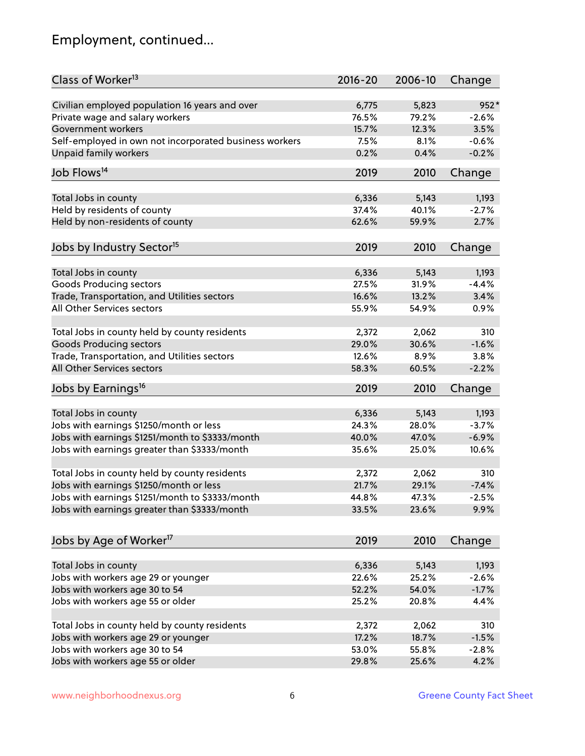# Employment, continued...

| Class of Worker[13] | 2016-20 | 2006-10 | Change |
|---|---|---|---|
| Civilian employed population 16 years and over | 6,775 | 5,823 | 952* |
| Private wage and salary workers | 76.5% | 79.2% | -2.6% |
| Government workers | 15.7% | 12.3% | 3.5% |
| Self-employed in own not incorporated business workers | 7.5% | 8.1% | -0.6% |
| Unpaid family workers | 0.2% | 0.4% | -0.2% |

| Job Flows[14] | 2019 | 2010 | Change |
|---|---|---|---|
| Total Jobs in county | 6,336 | 5,143 | 1,193 |
| Held by residents of county | 37.4% | 40.1% | -2.7% |
| Held by non-residents of county | 62.6% | 59.9% | 2.7% |

| Jobs by Industry Sector[15] | 2019 | 2010 | Change |
|---|---|---|---|
| Total Jobs in county | 6,336 | 5,143 | 1,193 |
| Goods Producing sectors | 27.5% | 31.9% | -4.4% |
| Trade, Transportation, and Utilities sectors | 16.6% | 13.2% | 3.4% |
| All Other Services sectors | 55.9% | 54.9% | 0.9% |
| | | | |
| Total Jobs in county held by county residents | 2,372 | 2,062 | 310 |
| Goods Producing sectors | 29.0% | 30.6% | -1.6% |
| Trade, Transportation, and Utilities sectors | 12.6% | 8.9% | 3.8% |
| All Other Services sectors | 58.3% | 60.5% | -2.2% |

| Jobs by Earnings[16] | 2019 | 2010 | Change |
|---|---|---|---|
| Total Jobs in county | 6,336 | 5,143 | 1,193 |
| Jobs with earnings $1250/month or less | 24.3% | 28.0% | -3.7% |
| Jobs with earnings $1251/month to $3333/month | 40.0% | 47.0% | -6.9% |
| Jobs with earnings greater than $3333/month | 35.6% | 25.0% | 10.6% |
| | | | |
| Total Jobs in county held by county residents | 2,372 | 2,062 | 310 |
| Jobs with earnings $1250/month or less | 21.7% | 29.1% | -7.4% |
| Jobs with earnings $1251/month to $3333/month | 44.8% | 47.3% | -2.5% |
| Jobs with earnings greater than $3333/month | 33.5% | 23.6% | 9.9% |

| Jobs by Age of Worker[17] | 2019 | 2010 | Change |
|---|---|---|---|
| Total Jobs in county | 6,336 | 5,143 | 1,193 |
| Jobs with workers age 29 or younger | 22.6% | 25.2% | -2.6% |
| Jobs with workers age 30 to 54 | 52.2% | 54.0% | -1.7% |
| Jobs with workers age 55 or older | 25.2% | 20.8% | 4.4% |
| | | | |
| Total Jobs in county held by county residents | 2,372 | 2,062 | 310 |
| Jobs with workers age 29 or younger | 17.2% | 18.7% | -1.5% |
| Jobs with workers age 30 to 54 | 53.0% | 55.8% | -2.8% |
| Jobs with workers age 55 or older | 29.8% | 25.6% | 4.2% |

www.neighborhoodnexus.org Greene County Fact Sheet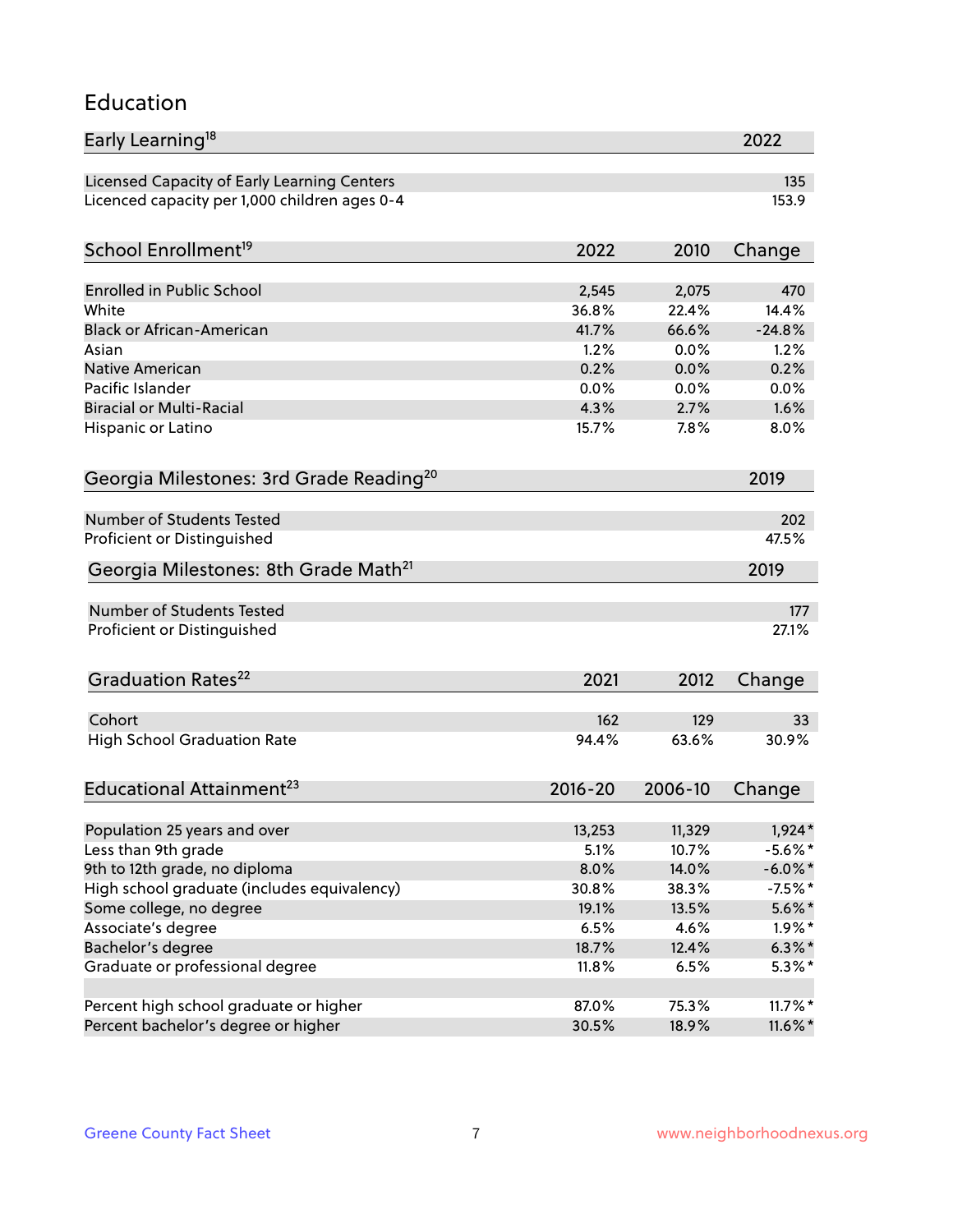## Education

| Early Learning[18] | 2022 |
|---|---|
| Licensed Capacity of Early Learning Centers | 135 |
| Licenced capacity per 1,000 children ages 0-4 | 153.9 |

| School Enrollment[19] | 2022 | 2010 | Change |
|---|---|---|---|
| Enrolled in Public School | 2,545 | 2,075 | 470 |
| White | 36.8% | 22.4% | 14.4% |
| Black or African-American | 41.7% | 66.6% | -24.8% |
| Asian | 1.2% | 0.0% | 1.2% |
| Native American | 0.2% | 0.0% | 0.2% |
| Pacific Islander | 0.0% | 0.0% | 0.0% |
| Biracial or Multi-Racial | 4.3% | 2.7% | 1.6% |
| Hispanic or Latino | 15.7% | 7.8% | 8.0% |

| Georgia Milestones: 3rd Grade Reading[20] | 2019 |
|---|---|
| Number of Students Tested | 202 |
| Proficient or Distinguished | 47.5% |

| Georgia Milestones: 8th Grade Math[21] | 2019 |
|---|---|
| Number of Students Tested | 177 |
| Proficient or Distinguished | 27.1% |

| Graduation Rates[22] | 2021 | 2012 | Change |
|---|---|---|---|
| Cohort | 162 | 129 | 33 |
| High School Graduation Rate | 94.4% | 63.6% | 30.9% |

| Educational Attainment[23] | 2016-20 | 2006-10 | Change |
|---|---|---|---|
| Population 25 years and over | 13,253 | 11,329 | 1,924* |
| Less than 9th grade | 5.1% | 10.7% | -5.6%* |
| 9th to 12th grade, no diploma | 8.0% | 14.0% | -6.0%* |
| High school graduate (includes equivalency) | 30.8% | 38.3% | -7.5%* |
| Some college, no degree | 19.1% | 13.5% | 5.6%* |
| Associate's degree | 6.5% | 4.6% | 1.9%* |
| Bachelor's degree | 18.7% | 12.4% | 6.3%* |
| Graduate or professional degree | 11.8% | 6.5% | 5.3%* |
| | | | |
| Percent high school graduate or higher | 87.0% | 75.3% | 11.7%* |
| Percent bachelor's degree or higher | 30.5% | 18.9% | 11.6%* |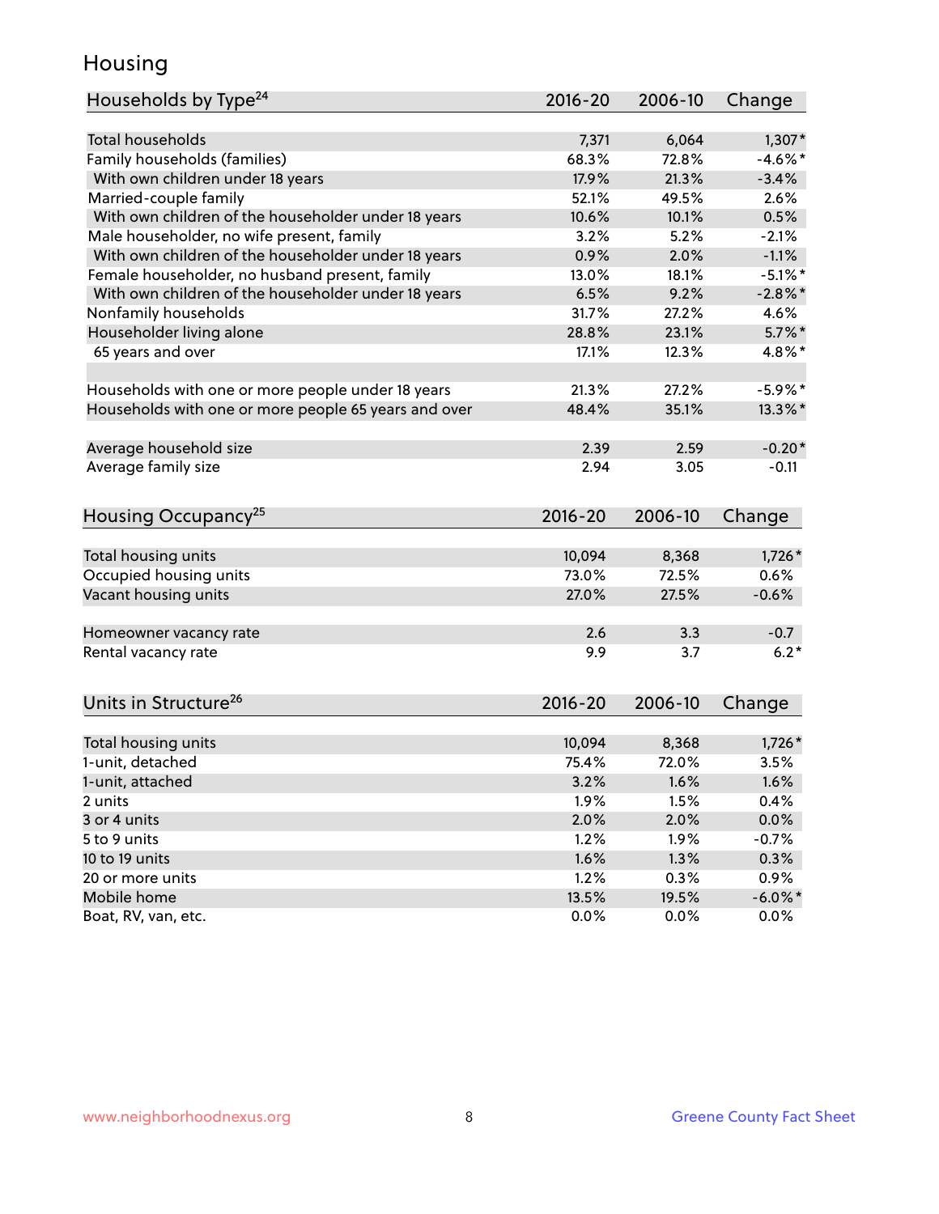# Housing

| Households by Type[24] | 2016-20 | 2006-10 | Change |
|---|---|---|---|
| Total households | 7,371 | 6,064 | 1,307* |
| Family households (families) | 68.3% | 72.8% | -4.6%* |
| With own children under 18 years | 17.9% | 21.3% | -3.4% |
| Married-couple family | 52.1% | 49.5% | 2.6% |
| With own children of the householder under 18 years | 10.6% | 10.1% | 0.5% |
| Male householder, no wife present, family | 3.2% | 5.2% | -2.1% |
| With own children of the householder under 18 years | 0.9% | 2.0% | -1.1% |
| Female householder, no husband present, family | 13.0% | 18.1% | -5.1%* |
| With own children of the householder under 18 years | 6.5% | 9.2% | -2.8%* |
| Nonfamily households | 31.7% | 27.2% | 4.6% |
| Householder living alone | 28.8% | 23.1% | 5.7%* |
| 65 years and over | 17.1% | 12.3% | 4.8%* |
| | | | |
| Households with one or more people under 18 years | 21.3% | 27.2% | -5.9%* |
| Households with one or more people 65 years and over | 48.4% | 35.1% | 13.3%* |
| | | | |
| Average household size | 2.39 | 2.59 | -0.20* |
| Average family size | 2.94 | 3.05 | -0.11 |

| Housing Occupancy[25] | 2016-20 | 2006-10 | Change |
|---|---|---|---|
| Total housing units | 10,094 | 8,368 | 1,726* |
| Occupied housing units | 73.0% | 72.5% | 0.6% |
| Vacant housing units | 27.0% | 27.5% | -0.6% |
| | | | |
| Homeowner vacancy rate | 2.6 | 3.3 | -0.7 |
| Rental vacancy rate | 9.9 | 3.7 | 6.2* |

| Units in Structure[26] | 2016-20 | 2006-10 | Change |
|---|---|---|---|
| Total housing units | 10,094 | 8,368 | 1,726* |
| 1-unit, detached | 75.4% | 72.0% | 3.5% |
| 1-unit, attached | 3.2% | 1.6% | 1.6% |
| 2 units | 1.9% | 1.5% | 0.4% |
| 3 or 4 units | 2.0% | 2.0% | 0.0% |
| 5 to 9 units | 1.2% | 1.9% | -0.7% |
| 10 to 19 units | 1.6% | 1.3% | 0.3% |
| 20 or more units | 1.2% | 0.3% | 0.9% |
| Mobile home | 13.5% | 19.5% | -6.0%* |
| Boat, RV, van, etc. | 0.0% | 0.0% | 0.0% |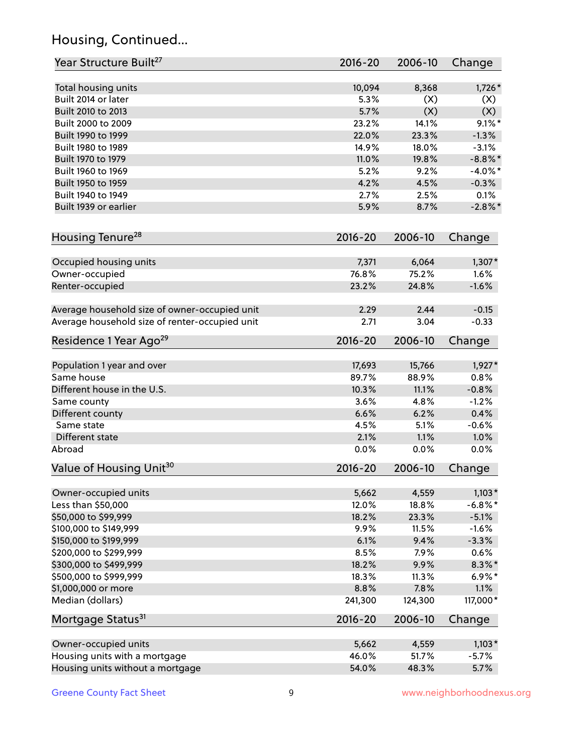## Housing, Continued...

| Year Structure Built[27] | 2016-20 | 2006-10 | Change |
|---|---|---|---|
| Total housing units | 10,094 | 8,368 | 1,726* |
| Built 2014 or later | 5.3% | (X) | (X) |
| Built 2010 to 2013 | 5.7% | (X) | (X) |
| Built 2000 to 2009 | 23.2% | 14.1% | 9.1%* |
| Built 1990 to 1999 | 22.0% | 23.3% | -1.3% |
| Built 1980 to 1989 | 14.9% | 18.0% | -3.1% |
| Built 1970 to 1979 | 11.0% | 19.8% | -8.8%* |
| Built 1960 to 1969 | 5.2% | 9.2% | -4.0%* |
| Built 1950 to 1959 | 4.2% | 4.5% | -0.3% |
| Built 1940 to 1949 | 2.7% | 2.5% | 0.1% |
| Built 1939 or earlier | 5.9% | 8.7% | -2.8%* |

| Housing Tenure[28] | 2016-20 | 2006-10 | Change |
|---|---|---|---|
| Occupied housing units | 7,371 | 6,064 | 1,307* |
| Owner-occupied | 76.8% | 75.2% | 1.6% |
| Renter-occupied | 23.2% | 24.8% | -1.6% |
| Average household size of owner-occupied unit | 2.29 | 2.44 | -0.15 |
| Average household size of renter-occupied unit | 2.71 | 3.04 | -0.33 |

| Residence 1 Year Ago[29] | 2016-20 | 2006-10 | Change |
|---|---|---|---|
| Population 1 year and over | 17,693 | 15,766 | 1,927* |
| Same house | 89.7% | 88.9% | 0.8% |
| Different house in the U.S. | 10.3% | 11.1% | -0.8% |
| Same county | 3.6% | 4.8% | -1.2% |
| Different county | 6.6% | 6.2% | 0.4% |
| Same state | 4.5% | 5.1% | -0.6% |
| Different state | 2.1% | 1.1% | 1.0% |
| Abroad | 0.0% | 0.0% | 0.0% |

| Value of Housing Unit[30] | 2016-20 | 2006-10 | Change |
|---|---|---|---|
| Owner-occupied units | 5,662 | 4,559 | 1,103* |
| Less than $50,000 | 12.0% | 18.8% | -6.8%* |
| $50,000 to $99,999 | 18.2% | 23.3% | -5.1% |
| $100,000 to $149,999 | 9.9% | 11.5% | -1.6% |
| $150,000 to $199,999 | 6.1% | 9.4% | -3.3% |
| $200,000 to $299,999 | 8.5% | 7.9% | 0.6% |
| $300,000 to $499,999 | 18.2% | 9.9% | 8.3%* |
| $500,000 to $999,999 | 18.3% | 11.3% | 6.9%* |
| $1,000,000 or more | 8.8% | 7.8% | 1.1% |
| Median (dollars) | 241,300 | 124,300 | 117,000* |

| Mortgage Status[31] | 2016-20 | 2006-10 | Change |
|---|---|---|---|
| Owner-occupied units | 5,662 | 4,559 | 1,103* |
| Housing units with a mortgage | 46.0% | 51.7% | -5.7% |
| Housing units without a mortgage | 54.0% | 48.3% | 5.7% |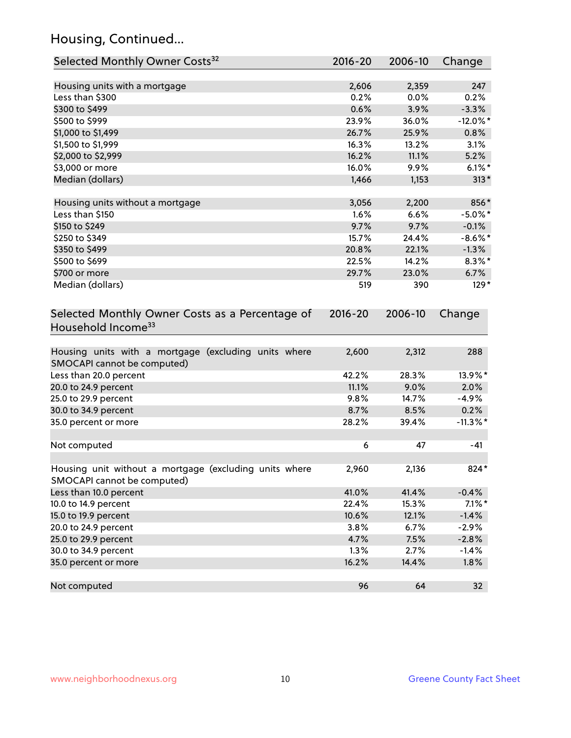## Housing, Continued...

| Selected Monthly Owner Costs[32] | 2016-20 | 2006-10 | Change |
|---|---|---|---|
| Housing units with a mortgage | 2,606 | 2,359 | 247 |
| Less than $300 | 0.2% | 0.0% | 0.2% |
| $300 to $499 | 0.6% | 3.9% | -3.3% |
| $500 to $999 | 23.9% | 36.0% | -12.0%* |
| $1,000 to $1,499 | 26.7% | 25.9% | 0.8% |
| $1,500 to $1,999 | 16.3% | 13.2% | 3.1% |
| $2,000 to $2,999 | 16.2% | 11.1% | 5.2% |
| $3,000 or more | 16.0% | 9.9% | 6.1%* |
| Median (dollars) | 1,466 | 1,153 | 313* |
| | | | |
| Housing units without a mortgage | 3,056 | 2,200 | 856* |
| Less than $150 | 1.6% | 6.6% | -5.0%* |
| $150 to $249 | 9.7% | 9.7% | -0.1% |
| $250 to $349 | 15.7% | 24.4% | -8.6%* |
| $350 to $499 | 20.8% | 22.1% | -1.3% |
| $500 to $699 | 22.5% | 14.2% | 8.3%* |
| $700 or more | 29.7% | 23.0% | 6.7% |
| Median (dollars) | 519 | 390 | 129* |

| Selected Monthly Owner Costs as a Percentage of Household Income[33] | 2016-20 | 2006-10 | Change |
|---|---|---|---|
| Housing units with a mortgage (excluding units where SMOCAPI cannot be computed) | 2,600 | 2,312 | 288 |
| Less than 20.0 percent | 42.2% | 28.3% | 13.9%* |
| 20.0 to 24.9 percent | 11.1% | 9.0% | 2.0% |
| 25.0 to 29.9 percent | 9.8% | 14.7% | -4.9% |
| 30.0 to 34.9 percent | 8.7% | 8.5% | 0.2% |
| 35.0 percent or more | 28.2% | 39.4% | -11.3%* |
| | | | |
| Not computed | 6 | 47 | -41 |
| | | | |
| Housing unit without a mortgage (excluding units where SMOCAPI cannot be computed) | 2,960 | 2,136 | 824* |
| Less than 10.0 percent | 41.0% | 41.4% | -0.4% |
| 10.0 to 14.9 percent | 22.4% | 15.3% | 7.1%* |
| 15.0 to 19.9 percent | 10.6% | 12.1% | -1.4% |
| 20.0 to 24.9 percent | 3.8% | 6.7% | -2.9% |
| 25.0 to 29.9 percent | 4.7% | 7.5% | -2.8% |
| 30.0 to 34.9 percent | 1.3% | 2.7% | -1.4% |
| 35.0 percent or more | 16.2% | 14.4% | 1.8% |
| | | | |
| Not computed | 96 | 64 | 32 |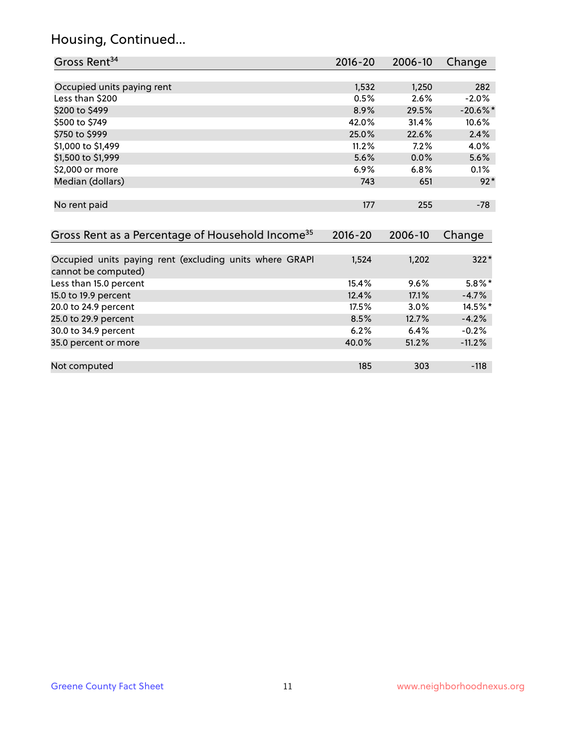## Housing, Continued...

| Gross Rent[34] | 2016-20 | 2006-10 | Change |
|---|---|---|---|
| Occupied units paying rent | 1,532 | 1,250 | 282 |
| Less than $200 | 0.5% | 2.6% | -2.0% |
| $200 to $499 | 8.9% | 29.5% | -20.6%* |
| $500 to $749 | 42.0% | 31.4% | 10.6% |
| $750 to $999 | 25.0% | 22.6% | 2.4% |
| $1,000 to $1,499 | 11.2% | 7.2% | 4.0% |
| $1,500 to $1,999 | 5.6% | 0.0% | 5.6% |
| $2,000 or more | 6.9% | 6.8% | 0.1% |
| Median (dollars) | 743 | 651 | 92* |
| No rent paid | 177 | 255 | -78 |

| Gross Rent as a Percentage of Household Income[35] | 2016-20 | 2006-10 | Change |
|---|---|---|---|
| Occupied units paying rent (excluding units where GRAPI cannot be computed) | 1,524 | 1,202 | 322* |
| Less than 15.0 percent | 15.4% | 9.6% | 5.8%* |
| 15.0 to 19.9 percent | 12.4% | 17.1% | -4.7% |
| 20.0 to 24.9 percent | 17.5% | 3.0% | 14.5%* |
| 25.0 to 29.9 percent | 8.5% | 12.7% | -4.2% |
| 30.0 to 34.9 percent | 6.2% | 6.4% | -0.2% |
| 35.0 percent or more | 40.0% | 51.2% | -11.2% |
| Not computed | 185 | 303 | -118 |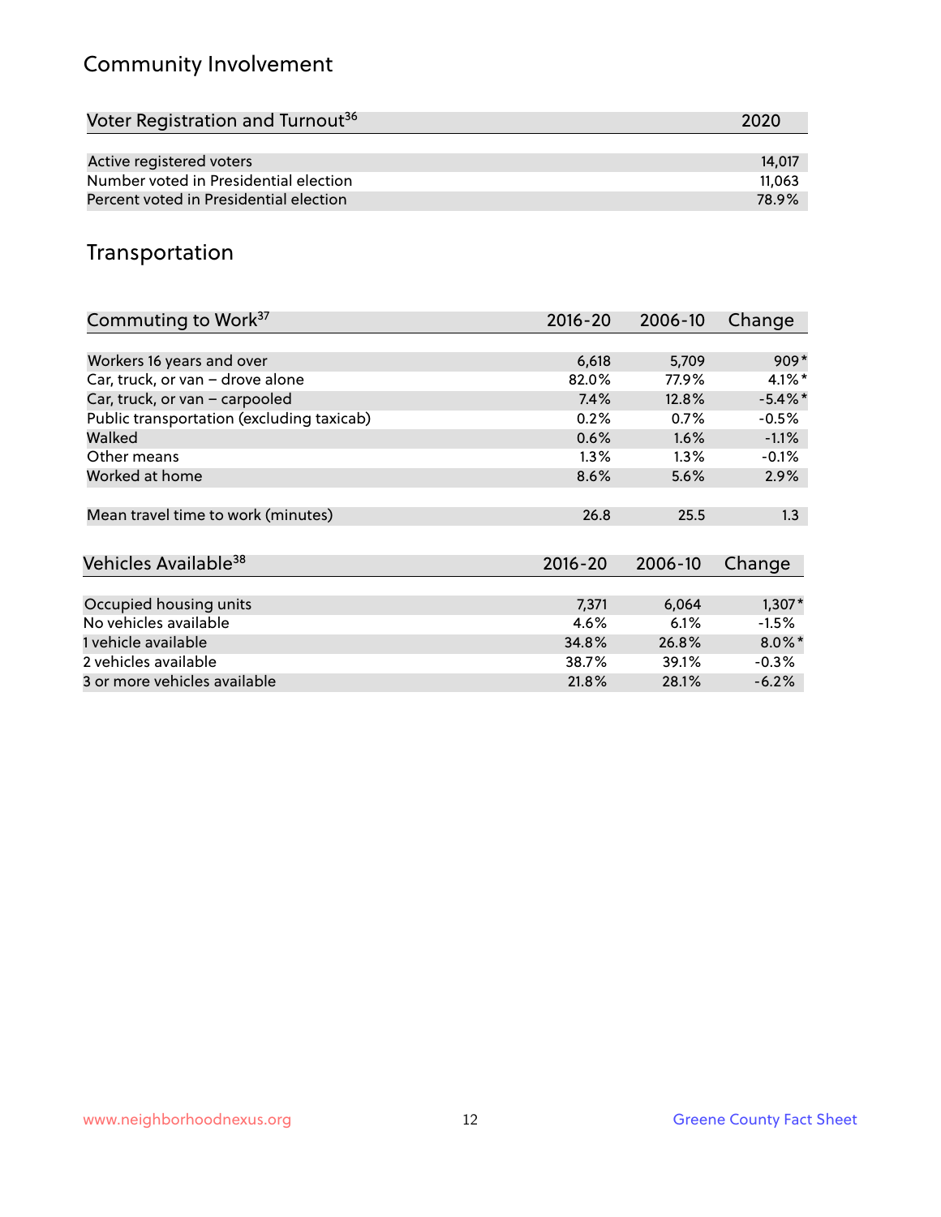## Community Involvement

| Voter Registration and Turnout[36] | 2020 |
|---|---|
| Active registered voters | 14,017 |
| Number voted in Presidential election | 11,063 |
| Percent voted in Presidential election | 78.9% |

## Transportation

| Commuting to Work[37] | 2016-20 | 2006-10 | Change |
|---|---|---|---|
| Workers 16 years and over | 6,618 | 5,709 | 909* |
| Car, truck, or van – drove alone | 82.0% | 77.9% | 4.1%* |
| Car, truck, or van – carpooled | 7.4% | 12.8% | -5.4%* |
| Public transportation (excluding taxicab) | 0.2% | 0.7% | -0.5% |
| Walked | 0.6% | 1.6% | -1.1% |
| Other means | 1.3% | 1.3% | -0.1% |
| Worked at home | 8.6% | 5.6% | 2.9% |
| Mean travel time to work (minutes) | 26.8 | 25.5 | 1.3 |

| Vehicles Available[38] | 2016-20 | 2006-10 | Change |
|---|---|---|---|
| Occupied housing units | 7,371 | 6,064 | 1,307* |
| No vehicles available | 4.6% | 6.1% | -1.5% |
| 1 vehicle available | 34.8% | 26.8% | 8.0%* |
| 2 vehicles available | 38.7% | 39.1% | -0.3% |
| 3 or more vehicles available | 21.8% | 28.1% | -6.2% |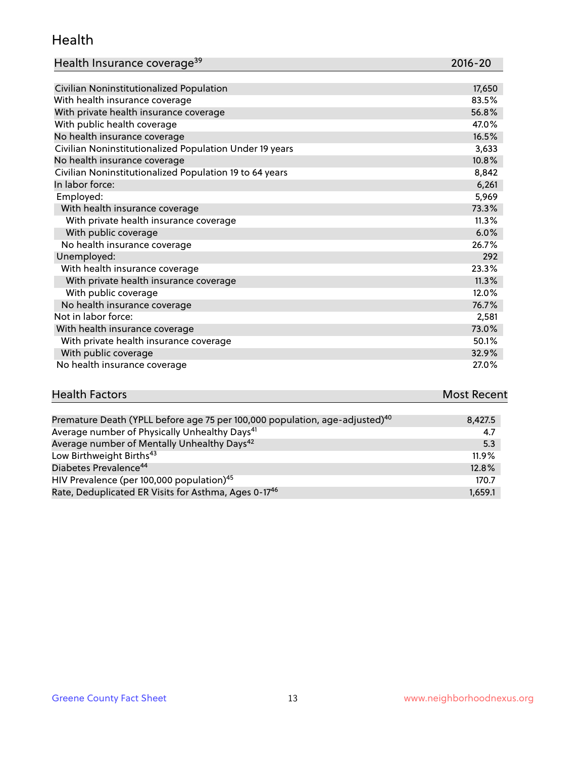## Health

| Health Insurance coverage[39] | 2016-20 |
|---|---|
| Civilian Noninstitutionalized Population | 17,650 |
| With health insurance coverage | 83.5% |
| With private health insurance coverage | 56.8% |
| With public health coverage | 47.0% |
| No health insurance coverage | 16.5% |
| Civilian Noninstitutionalized Population Under 19 years | 3,633 |
| No health insurance coverage | 10.8% |
| Civilian Noninstitutionalized Population 19 to 64 years | 8,842 |
| In labor force: | 6,261 |
| Employed: | 5,969 |
| With health insurance coverage | 73.3% |
| With private health insurance coverage | 11.3% |
| With public coverage | 6.0% |
| No health insurance coverage | 26.7% |
| Unemployed: | 292 |
| With health insurance coverage | 23.3% |
| With private health insurance coverage | 11.3% |
| With public coverage | 12.0% |
| No health insurance coverage | 76.7% |
| Not in labor force: | 2,581 |
| With health insurance coverage | 73.0% |
| With private health insurance coverage | 50.1% |
| With public coverage | 32.9% |
| No health insurance coverage | 27.0% |

| Health Factors | Most Recent |
|---|---|
| Premature Death (YPLL before age 75 per 100,000 population, age-adjusted)[40] | 8,427.5 |
| Average number of Physically Unhealthy Days[41] | 4.7 |
| Average number of Mentally Unhealthy Days[42] | 5.3 |
| Low Birthweight Births[43] | 11.9% |
| Diabetes Prevalence[44] | 12.8% |
| HIV Prevalence (per 100,000 population)[45] | 170.7 |
| Rate, Deduplicated ER Visits for Asthma, Ages 0-17[46] | 1,659.1 |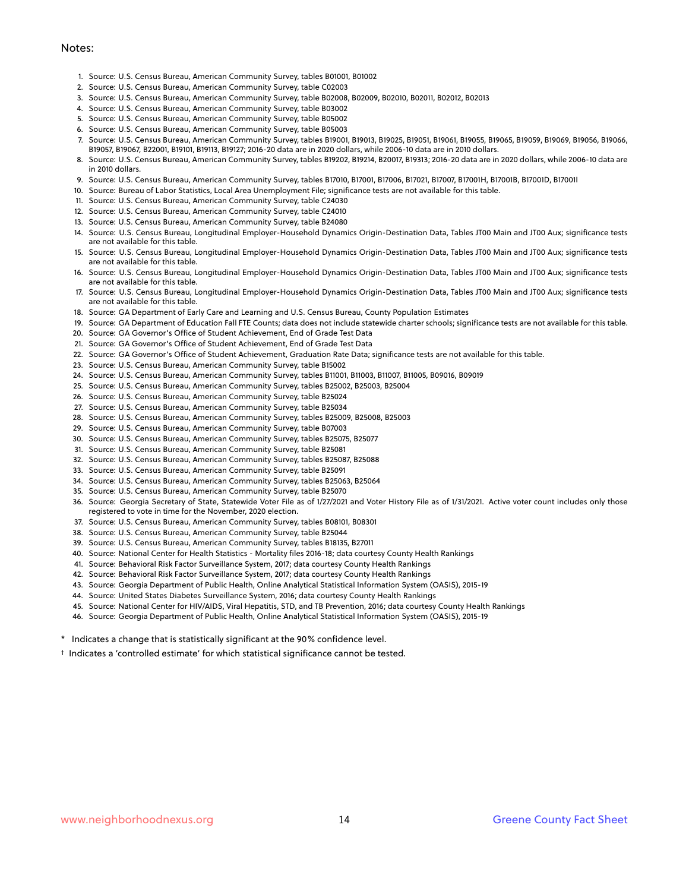Notes:

1. Source: U.S. Census Bureau, American Community Survey, tables B01001, B01002
2. Source: U.S. Census Bureau, American Community Survey, table C02003
3. Source: U.S. Census Bureau, American Community Survey, table B02008, B02009, B02010, B02011, B02012, B02013
4. Source: U.S. Census Bureau, American Community Survey, table B03002
5. Source: U.S. Census Bureau, American Community Survey, table B05002
6. Source: U.S. Census Bureau, American Community Survey, table B05003
7. Source: U.S. Census Bureau, American Community Survey, tables B19001, B19013, B19025, B19051, B19061, B19055, B19065, B19059, B19069, B19056, B19066, B19057, B19067, B22001, B19101, B19113, B19127; 2016-20 data are in 2020 dollars, while 2006-10 data are in 2010 dollars.
8. Source: U.S. Census Bureau, American Community Survey, tables B19202, B19214, B20017, B19313; 2016-20 data are in 2020 dollars, while 2006-10 data are in 2010 dollars.
9. Source: U.S. Census Bureau, American Community Survey, tables B17010, B17001, B17006, B17021, B17007, B17001H, B17001B, B17001D, B17001I
10. Source: Bureau of Labor Statistics, Local Area Unemployment File; significance tests are not available for this table.
11. Source: U.S. Census Bureau, American Community Survey, table C24030
12. Source: U.S. Census Bureau, American Community Survey, table C24010
13. Source: U.S. Census Bureau, American Community Survey, table B24080
14. Source: U.S. Census Bureau, Longitudinal Employer-Household Dynamics Origin-Destination Data, Tables JT00 Main and JT00 Aux; significance tests are not available for this table.
15. Source: U.S. Census Bureau, Longitudinal Employer-Household Dynamics Origin-Destination Data, Tables JT00 Main and JT00 Aux; significance tests are not available for this table.
16. Source: U.S. Census Bureau, Longitudinal Employer-Household Dynamics Origin-Destination Data, Tables JT00 Main and JT00 Aux; significance tests are not available for this table.
17. Source: U.S. Census Bureau, Longitudinal Employer-Household Dynamics Origin-Destination Data, Tables JT00 Main and JT00 Aux; significance tests are not available for this table.
18. Source: GA Department of Early Care and Learning and U.S. Census Bureau, County Population Estimates
19. Source: GA Department of Education Fall FTE Counts; data does not include statewide charter schools; significance tests are not available for this table.
20. Source: GA Governor's Office of Student Achievement, End of Grade Test Data
21. Source: GA Governor's Office of Student Achievement, End of Grade Test Data
22. Source: GA Governor's Office of Student Achievement, Graduation Rate Data; significance tests are not available for this table.
23. Source: U.S. Census Bureau, American Community Survey, table B15002
24. Source: U.S. Census Bureau, American Community Survey, tables B11001, B11003, B11007, B11005, B09016, B09019
25. Source: U.S. Census Bureau, American Community Survey, tables B25002, B25003, B25004
26. Source: U.S. Census Bureau, American Community Survey, table B25024
27. Source: U.S. Census Bureau, American Community Survey, table B25034
28. Source: U.S. Census Bureau, American Community Survey, tables B25009, B25008, B25003
29. Source: U.S. Census Bureau, American Community Survey, table B07003
30. Source: U.S. Census Bureau, American Community Survey, tables B25075, B25077
31. Source: U.S. Census Bureau, American Community Survey, table B25081
32. Source: U.S. Census Bureau, American Community Survey, tables B25087, B25088
33. Source: U.S. Census Bureau, American Community Survey, table B25091
34. Source: U.S. Census Bureau, American Community Survey, tables B25063, B25064
35. Source: U.S. Census Bureau, American Community Survey, table B25070
36. Source: Georgia Secretary of State, Statewide Voter File as of 1/27/2021 and Voter History File as of 1/31/2021. Active voter count includes only those registered to vote in time for the November, 2020 election.
37. Source: U.S. Census Bureau, American Community Survey, tables B08101, B08301
38. Source: U.S. Census Bureau, American Community Survey, table B25044
39. Source: U.S. Census Bureau, American Community Survey, tables B18135, B27011
40. Source: National Center for Health Statistics - Mortality files 2016-18; data courtesy County Health Rankings
41. Source: Behavioral Risk Factor Surveillance System, 2017; data courtesy County Health Rankings
42. Source: Behavioral Risk Factor Surveillance System, 2017; data courtesy County Health Rankings
43. Source: Georgia Department of Public Health, Online Analytical Statistical Information System (OASIS), 2015-19
44. Source: United States Diabetes Surveillance System, 2016; data courtesy County Health Rankings
45. Source: National Center for HIV/AIDS, Viral Hepatitis, STD, and TB Prevention, 2016; data courtesy County Health Rankings
46. Source: Georgia Department of Public Health, Online Analytical Statistical Information System (OASIS), 2015-19

\* Indicates a change that is statistically significant at the 90% confidence level.

† Indicates a 'controlled estimate' for which statistical significance cannot be tested.